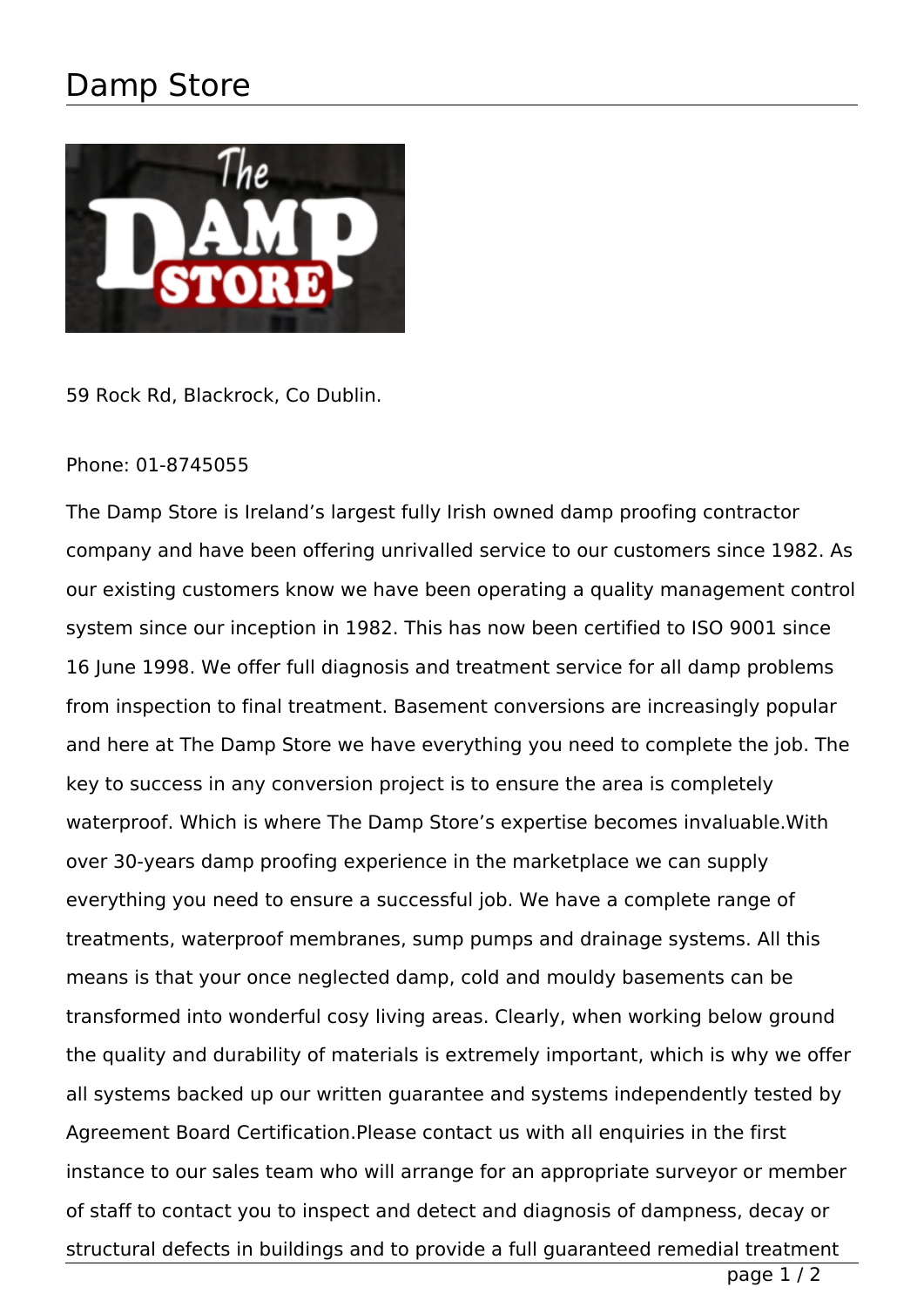# Damp Store

59 Rock Rd, Blackrock, Co Dublin.

Phone: 01-8745055

The Damp Store is Ireland's largest fully Irish owned damp proofing contractor company and have been offering unrivalled service to our customers since 1982. As our existing customers know we have been operating a quality management control system since our inception in 1982. This has now been certified to ISO 9001 since 16 June 1998. We offer full diagnosis and treatment service for all damp problems from inspection to final treatment. Basement conversions are increasingly popular and here at The Damp Store we have everything you need to complete the job. The key to success in any conversion project is to ensure the area is completely waterproof. Which is where The Damp Store's expertise becomes invaluable.With over 30-years damp proofing experience in the marketplace we can supply everything you need to ensure a successful job. We have a complete range of treatments, waterproof membranes, sump pumps and drainage systems. All this means is that your once neglected damp, cold and mouldy basements can be transformed into wonderful cosy living areas. Clearly, when working below ground the quality and durability of materials is extremely important, which is why we offer all systems backed up our written guarantee and systems independently tested by Agreement Board Certification.Please contact us with all enquiries in the first instance to our sales team who will arrange for an appropriate surveyor or member of staff to contact you to inspect and detect and diagnosis of dampness, decay or structural defects in buildings and to provide a full guaranteed remedial treatment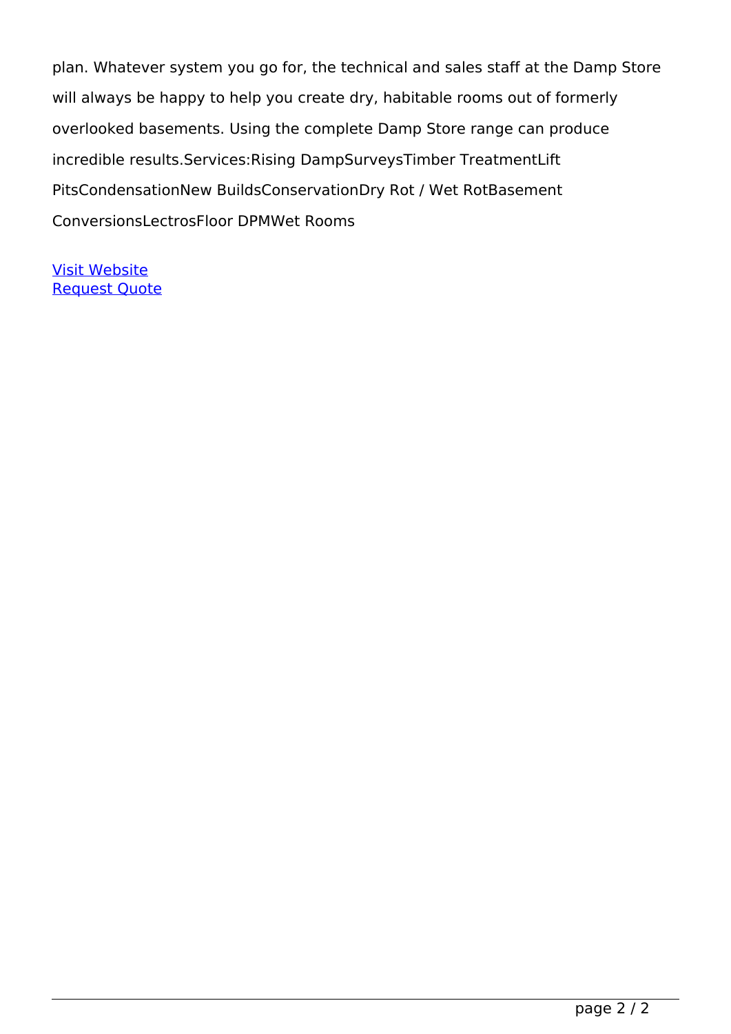plan. Whatever system you go for, the technical and sales staff at the Damp Store will always be happy to help you create dry, habitable rooms out of formerly overlooked basements. Using the complete Damp Store range can produce incredible results.Services:Rising DampSurveysTimber TreatmentLift PitsCondensationNew BuildsConservationDry Rot / Wet RotBasement ConversionsLectrosFloor DPMWet Rooms

Visit Website
Request Quote